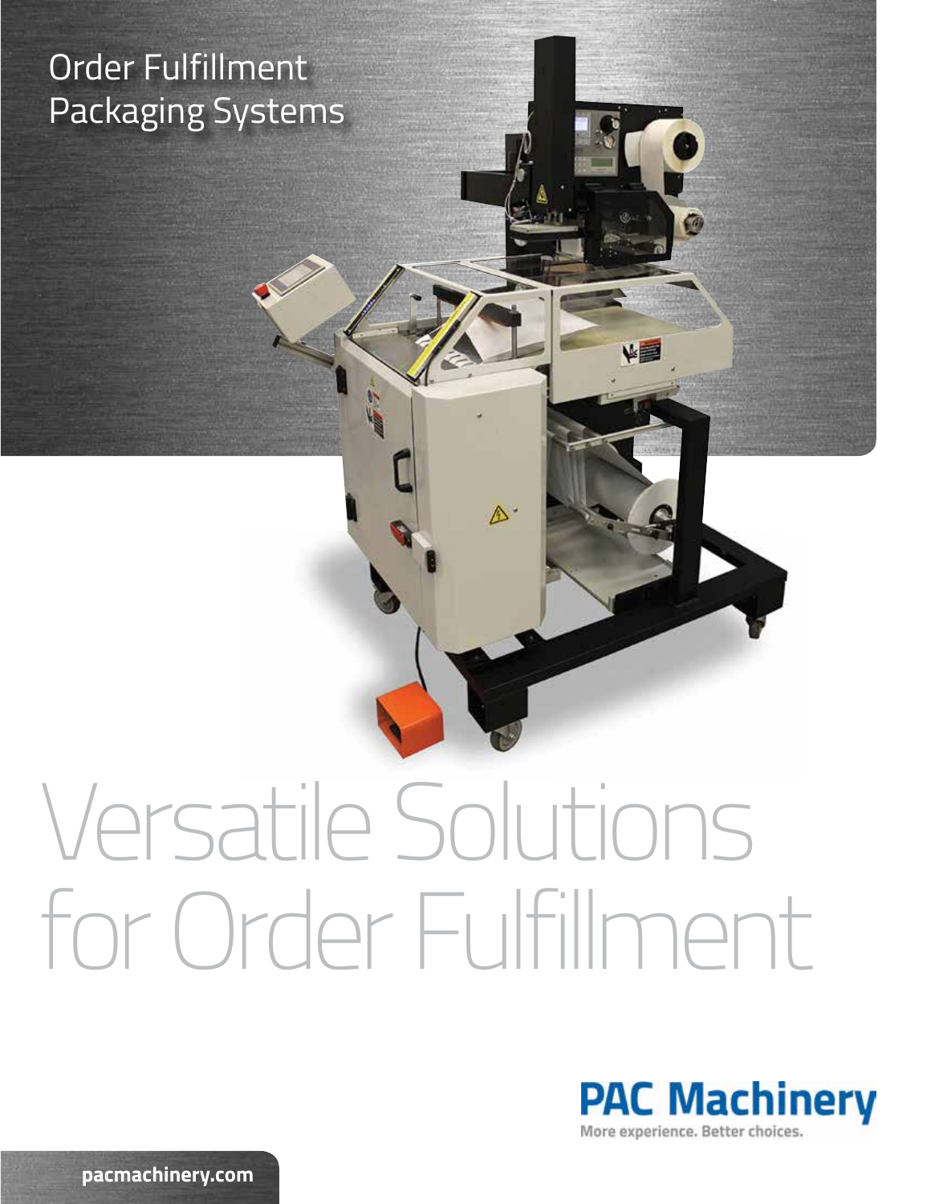Order Fulfillment
Packaging Systems

# Versatile Solutions for Order Fulfillment

**PAC Machinery**
More experience. Better choices.

**pacmachinery.com**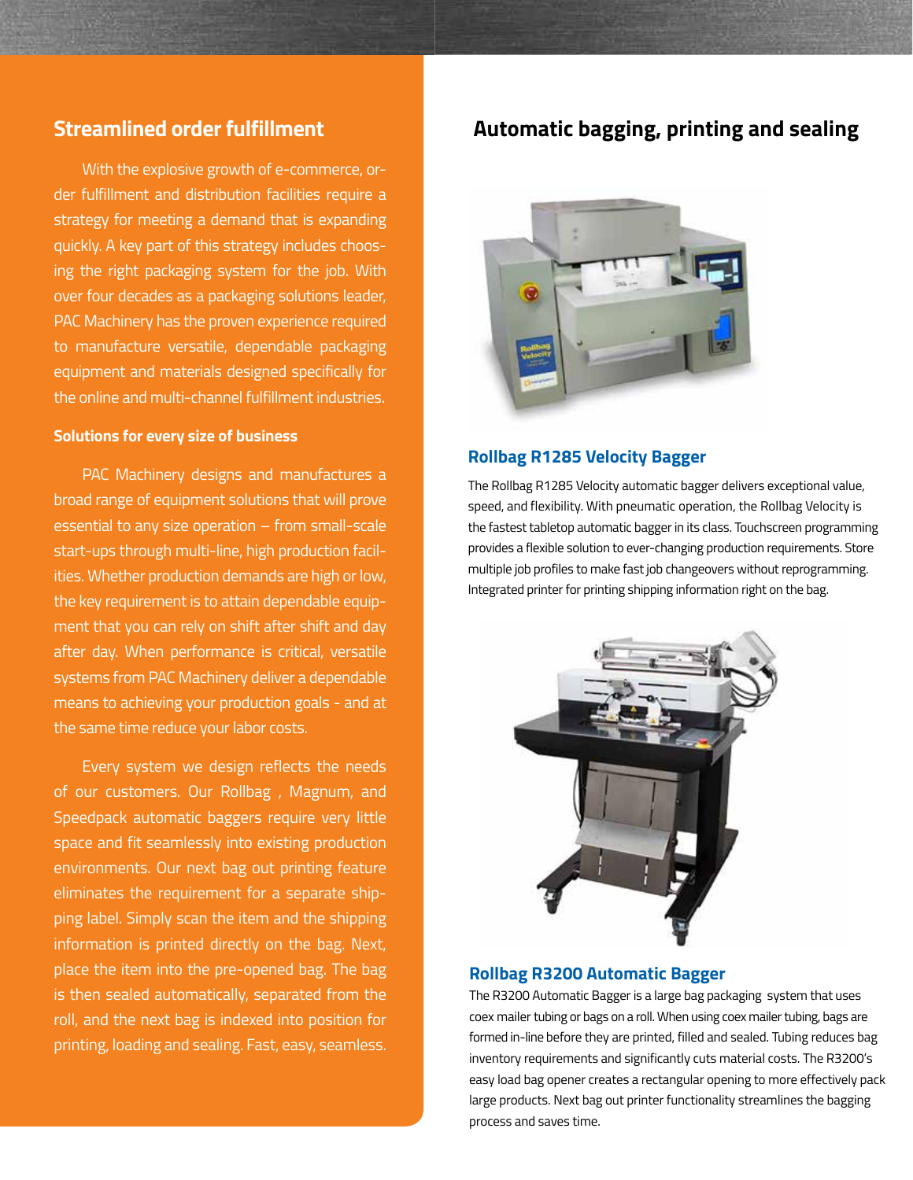## Streamlined order fulfillment

With the explosive growth of e-commerce, order fulfillment and distribution facilities require a strategy for meeting a demand that is expanding quickly. A key part of this strategy includes choosing the right packaging system for the job. With over four decades as a packaging solutions leader, PAC Machinery has the proven experience required to manufacture versatile, dependable packaging equipment and materials designed specifically for the online and multi-channel fulfillment industries.

### Solutions for every size of business

PAC Machinery designs and manufactures a broad range of equipment solutions that will prove essential to any size operation – from small-scale start-ups through multi-line, high production facilities. Whether production demands are high or low, the key requirement is to attain dependable equipment that you can rely on shift after shift and day after day. When performance is critical, versatile systems from PAC Machinery deliver a dependable means to achieving your production goals - and at the same time reduce your labor costs.

Every system we design reflects the needs of our customers. Our Rollbag , Magnum, and Speedpack automatic baggers require very little space and fit seamlessly into existing production environments. Our next bag out printing feature eliminates the requirement for a separate shipping label. Simply scan the item and the shipping information is printed directly on the bag. Next, place the item into the pre-opened bag. The bag is then sealed automatically, separated from the roll, and the next bag is indexed into position for printing, loading and sealing. Fast, easy, seamless.

## Automatic bagging, printing and sealing

### Rollbag R1285 Velocity Bagger

The Rollbag R1285 Velocity automatic bagger delivers exceptional value, speed, and flexibility. With pneumatic operation, the Rollbag Velocity is the fastest tabletop automatic bagger in its class. Touchscreen programming provides a flexible solution to ever-changing production requirements. Store multiple job profiles to make fast job changeovers without reprogramming. Integrated printer for printing shipping information right on the bag.

### Rollbag R3200 Automatic Bagger

The R3200 Automatic Bagger is a large bag packaging system that uses coex mailer tubing or bags on a roll. When using coex mailer tubing, bags are formed in-line before they are printed, filled and sealed. Tubing reduces bag inventory requirements and significantly cuts material costs. The R3200's easy load bag opener creates a rectangular opening to more effectively pack large products. Next bag out printer functionality streamlines the bagging process and saves time.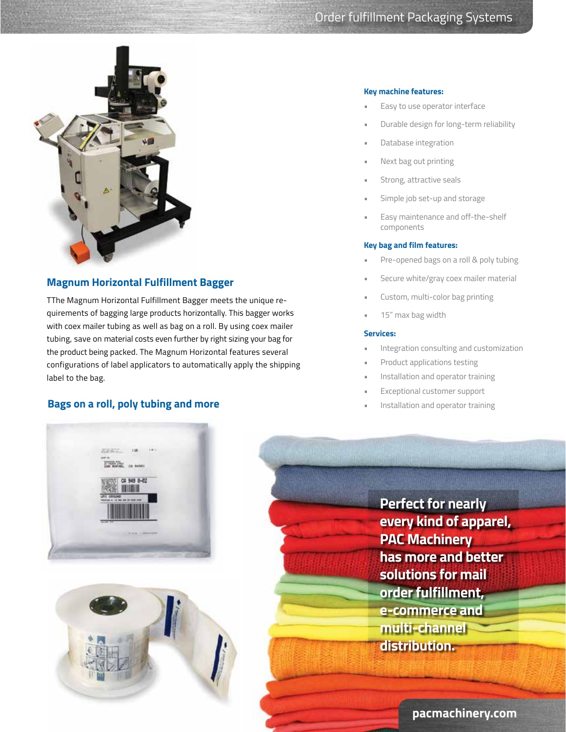## Magnum Horizontal Fulfillment Bagger

TThe Magnum Horizontal Fulfillment Bagger meets the unique requirements of bagging large products horizontally. This bagger works with coex mailer tubing as well as bag on a roll. By using coex mailer tubing, save on material costs even further by right sizing your bag for the product being packed. The Magnum Horizontal features several configurations of label applicators to automatically apply the shipping label to the bag.

### Key machine features:

- Easy to use operator interface
- Durable design for long-term reliability
- Database integration
- Next bag out printing
- Strong, attractive seals
- Simple job set-up and storage
- Easy maintenance and off-the-shelf components

### Key bag and film features:

- Pre-opened bags on a roll & poly tubing
- Secure white/gray coex mailer material
- Custom, multi-color bag printing
- 15" max bag width

### Services:

- Integration consulting and customization
- Product applications testing
- Installation and operator training
- Exceptional customer support
- Installation and operator training

## Bags on a roll, poly tubing and more

**Perfect for nearly every kind of apparel, PAC Machinery has more and better solutions for mail order fulfillment, e-commerce and multi-channel distribution.**

**pacmachinery.com**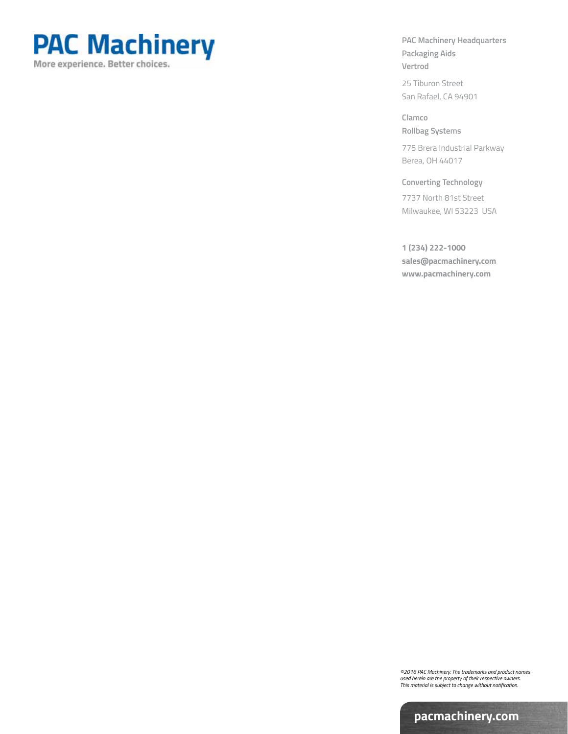**PAC Machinery**

More experience. Better choices.

**PAC Machinery Headquarters**
**Packaging Aids**
**Vertrod**

25 Tiburon Street
San Rafael, CA 94901

**Clamco**
**Rollbag Systems**

775 Brera Industrial Parkway
Berea, OH 44017

**Converting Technology**

7737 North 81st Street
Milwaukee, WI 53223 USA

**1 (234) 222-1000**
**sales@pacmachinery.com**
**www.pacmachinery.com**

*©2016 PAC Machinery. The trademarks and product names used herein are the property of their respective owners. This material is subject to change without notification.*

**pacmachinery.com**